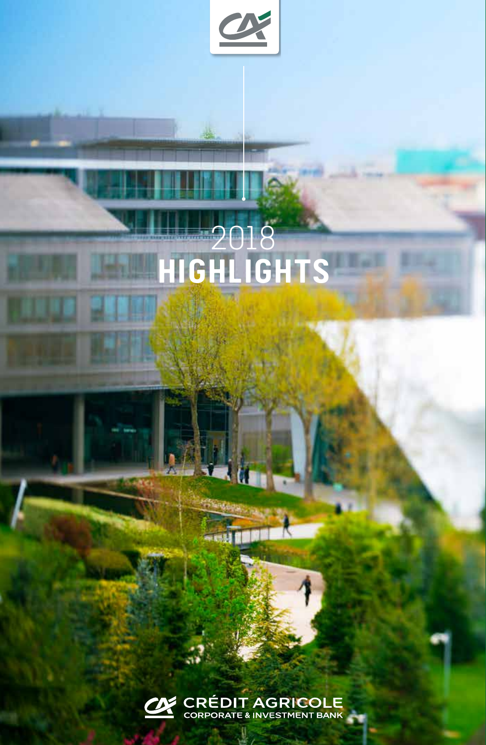# 2018 HIGHLIGHTS

CRÉDIT AGRICOLE
CORPORATE & INVESTMENT BANK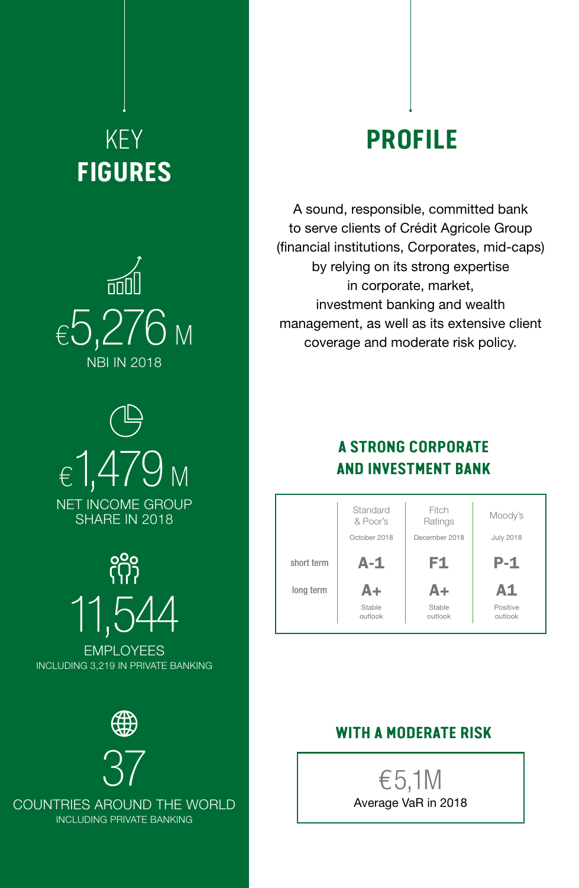# KEY FIGURES

**€5,276 M**
NBI IN 2018

**€1,479 M**
NET INCOME GROUP SHARE IN 2018

**11,544**
EMPLOYEES
INCLUDING 3,219 IN PRIVATE BANKING

**37**
COUNTRIES AROUND THE WORLD
INCLUDING PRIVATE BANKING

# PROFILE

A sound, responsible, committed bank to serve clients of Crédit Agricole Group (financial institutions, Corporates, mid-caps) by relying on its strong expertise in corporate, market, investment banking and wealth management, as well as its extensive client coverage and moderate risk policy.

## A STRONG CORPORATE AND INVESTMENT BANK

| | Standard & Poor's October 2018 | Fitch Ratings December 2018 | Moody's July 2018 |
|---|---|---|---|
| short term | A-1 | F1 | P-1 |
| long term | A+ Stable outlook | A+ Stable outlook | A1 Positive outlook |

## WITH A MODERATE RISK

**€5,1M**
Average VaR in 2018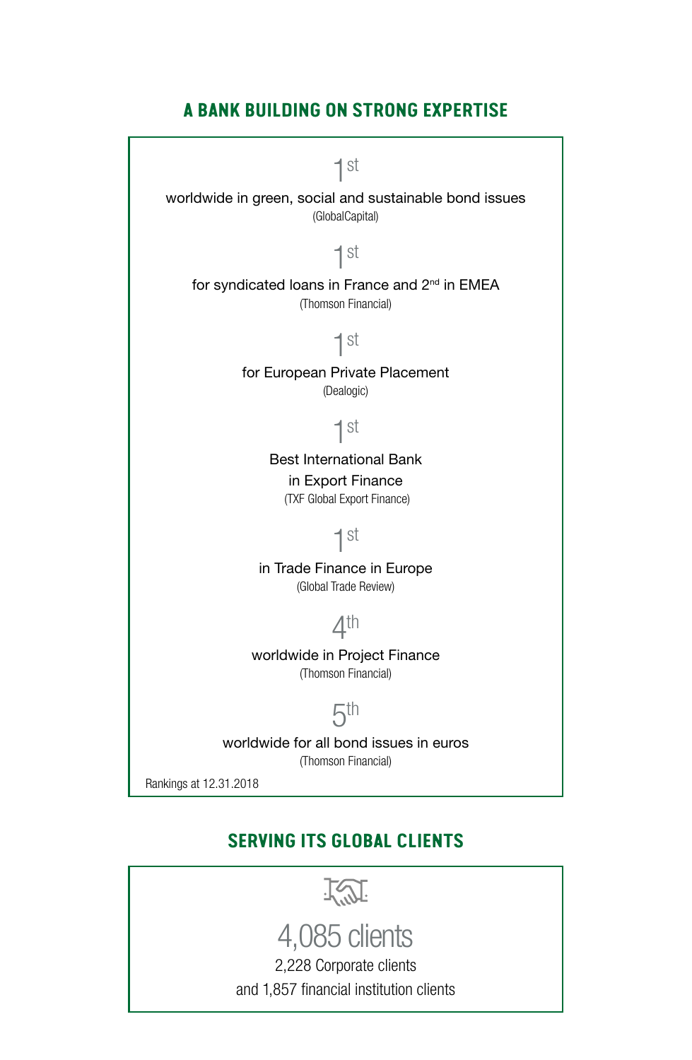## A BANK BUILDING ON STRONG EXPERTISE

1st

worldwide in green, social and sustainable bond issues

(GlobalCapital)

1st

for syndicated loans in France and 2nd in EMEA

(Thomson Financial)

1st

for European Private Placement

(Dealogic)

1st

Best International Bank
in Export Finance

(TXF Global Export Finance)

1st

in Trade Finance in Europe

(Global Trade Review)

4th

worldwide in Project Finance

(Thomson Financial)

5th

worldwide for all bond issues in euros

(Thomson Financial)

Rankings at 12.31.2018

## SERVING ITS GLOBAL CLIENTS

4,085 clients

2,228 Corporate clients
and 1,857 financial institution clients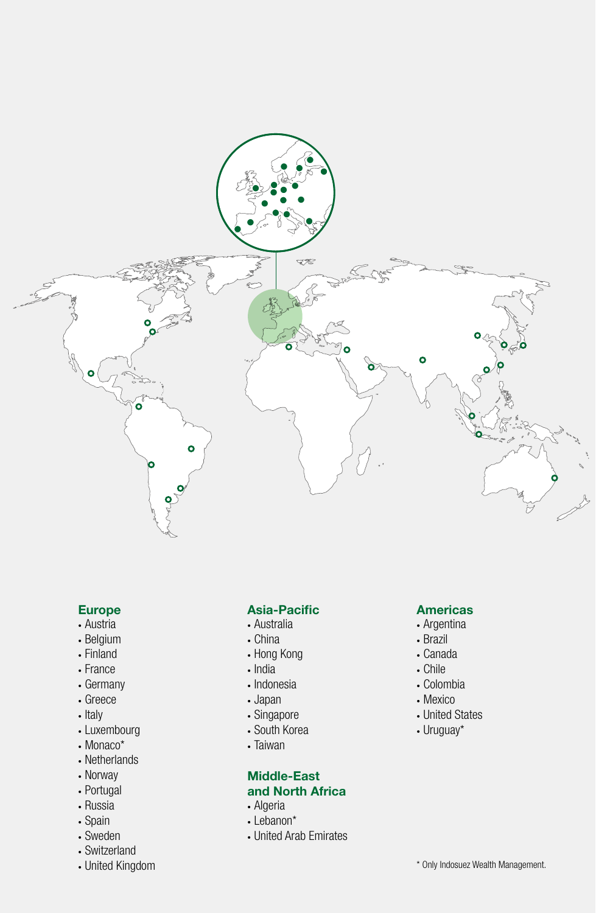## Europe

- Austria
- Belgium
- Finland
- France
- Germany
- Greece
- Italy
- Luxembourg
- Monaco*
- Netherlands
- Norway
- Portugal
- Russia
- Spain
- Sweden
- Switzerland
- United Kingdom

## Asia-Pacific

- Australia
- China
- Hong Kong
- India
- Indonesia
- Japan
- Singapore
- South Korea
- Taiwan

## Middle-East and North Africa

- Algeria
- Lebanon*
- United Arab Emirates

## Americas

- Argentina
- Brazil
- Canada
- Chile
- Colombia
- Mexico
- United States
- Uruguay*

* Only Indosuez Wealth Management.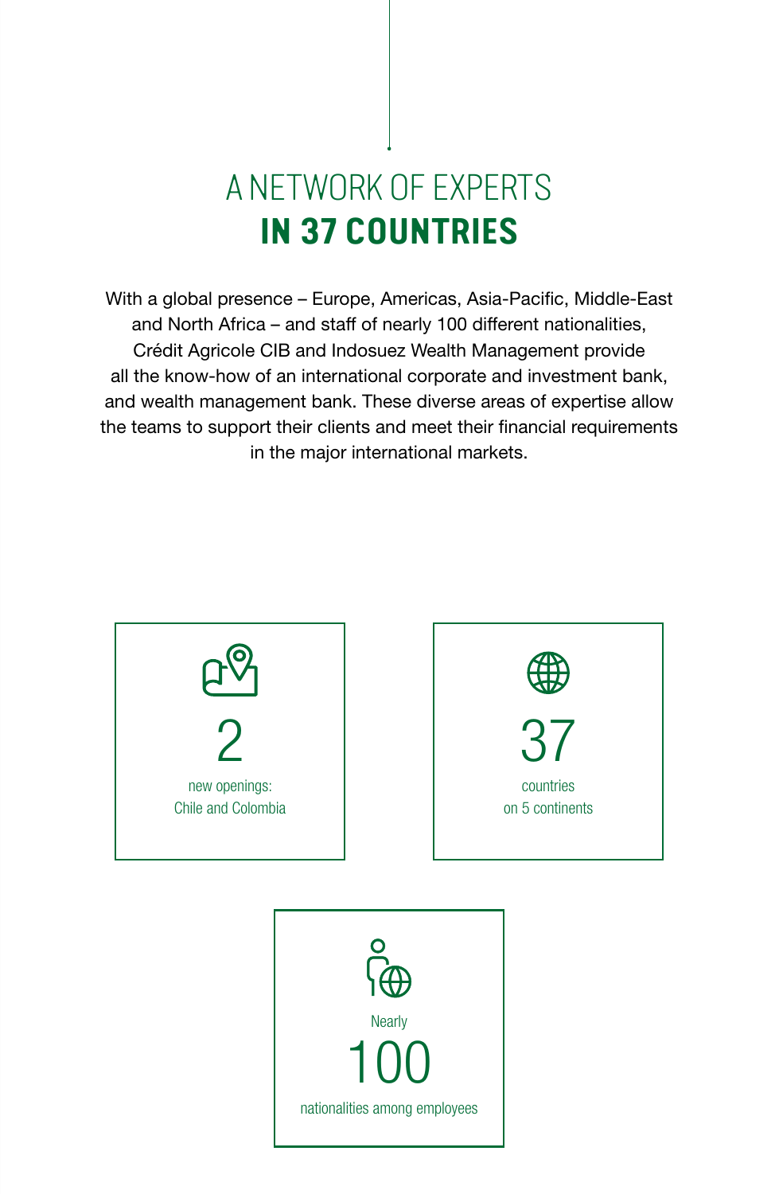# A NETWORK OF EXPERTS **IN 37 COUNTRIES**

With a global presence – Europe, Americas, Asia-Pacific, Middle-East and North Africa – and staff of nearly 100 different nationalities, Crédit Agricole CIB and Indosuez Wealth Management provide all the know-how of an international corporate and investment bank, and wealth management bank. These diverse areas of expertise allow the teams to support their clients and meet their financial requirements in the major international markets.

**2**
new openings:
Chile and Colombia

**37**
countries
on 5 continents

Nearly
**100**
nationalities among employees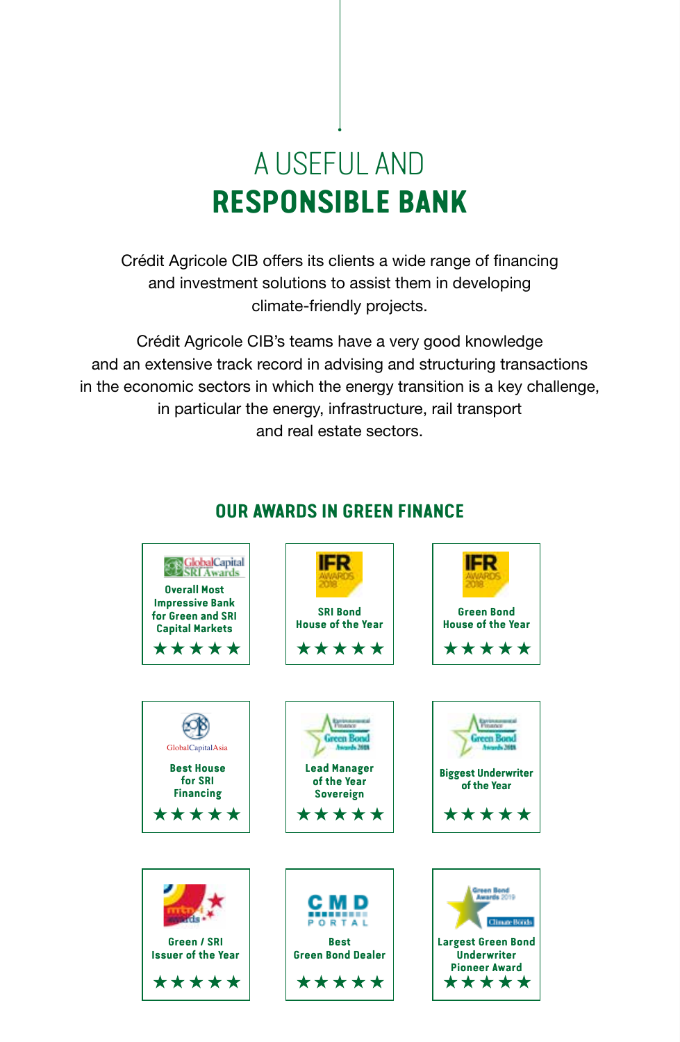# A USEFUL AND **RESPONSIBLE BANK**

Crédit Agricole CIB offers its clients a wide range of financing and investment solutions to assist them in developing climate-friendly projects.

Crédit Agricole CIB's teams have a very good knowledge and an extensive track record in advising and structuring transactions in the economic sectors in which the energy transition is a key challenge, in particular the energy, infrastructure, rail transport and real estate sectors.

## OUR AWARDS IN GREEN FINANCE

GlobalCapital SRI Awards
**Overall Most Impressive Bank for Green and SRI Capital Markets**
★★★★★

IFR Awards 2018
**SRI Bond House of the Year**
★★★★★

IFR Awards 2018
**Green Bond House of the Year**
★★★★★

GlobalCapitalAsia
**Best House for SRI Financing**
★★★★★

Environmental Finance Green Bond Awards 2018
**Lead Manager of the Year Sovereign**
★★★★★

Environmental Finance Green Bond Awards 2018
**Biggest Underwriter of the Year**
★★★★★

mtn-i awards
**Green / SRI Issuer of the Year**
★★★★★

CMD Portal
**Best Green Bond Dealer**
★★★★★

Green Bond Awards 2019 – Climate Bonds
**Largest Green Bond Underwriter Pioneer Award**
★★★★★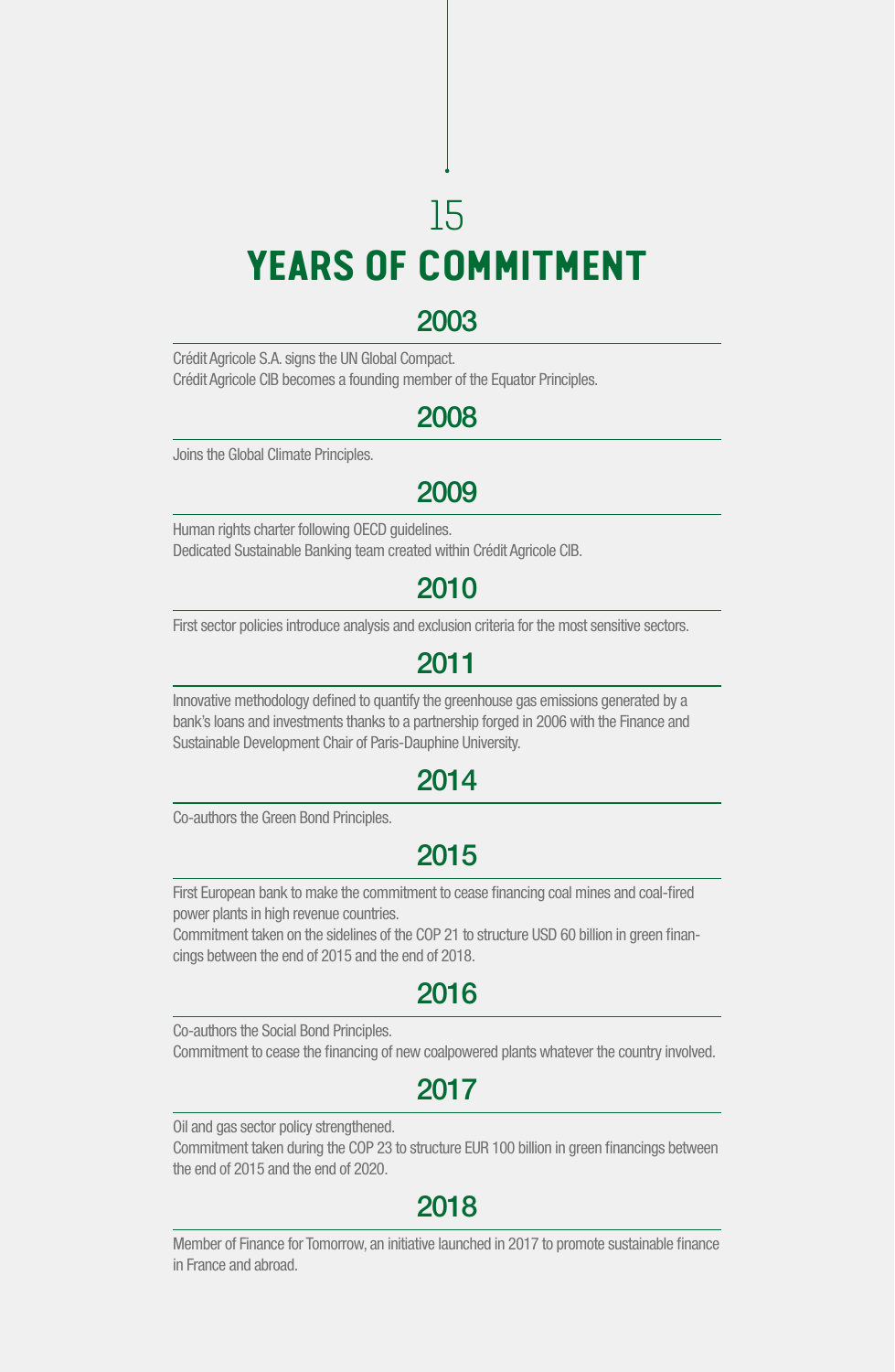# 15 YEARS OF COMMITMENT

## 2003

Crédit Agricole S.A. signs the UN Global Compact.
Crédit Agricole CIB becomes a founding member of the Equator Principles.

## 2008

Joins the Global Climate Principles.

## 2009

Human rights charter following OECD guidelines.
Dedicated Sustainable Banking team created within Crédit Agricole CIB.

## 2010

First sector policies introduce analysis and exclusion criteria for the most sensitive sectors.

## 2011

Innovative methodology defined to quantify the greenhouse gas emissions generated by a bank's loans and investments thanks to a partnership forged in 2006 with the Finance and Sustainable Development Chair of Paris-Dauphine University.

## 2014

Co-authors the Green Bond Principles.

## 2015

First European bank to make the commitment to cease financing coal mines and coal-fired power plants in high revenue countries.
Commitment taken on the sidelines of the COP 21 to structure USD 60 billion in green financings between the end of 2015 and the end of 2018.

## 2016

Co-authors the Social Bond Principles.
Commitment to cease the financing of new coalpowered plants whatever the country involved.

## 2017

Oil and gas sector policy strengthened.
Commitment taken during the COP 23 to structure EUR 100 billion in green financings between the end of 2015 and the end of 2020.

## 2018

Member of Finance for Tomorrow, an initiative launched in 2017 to promote sustainable finance in France and abroad.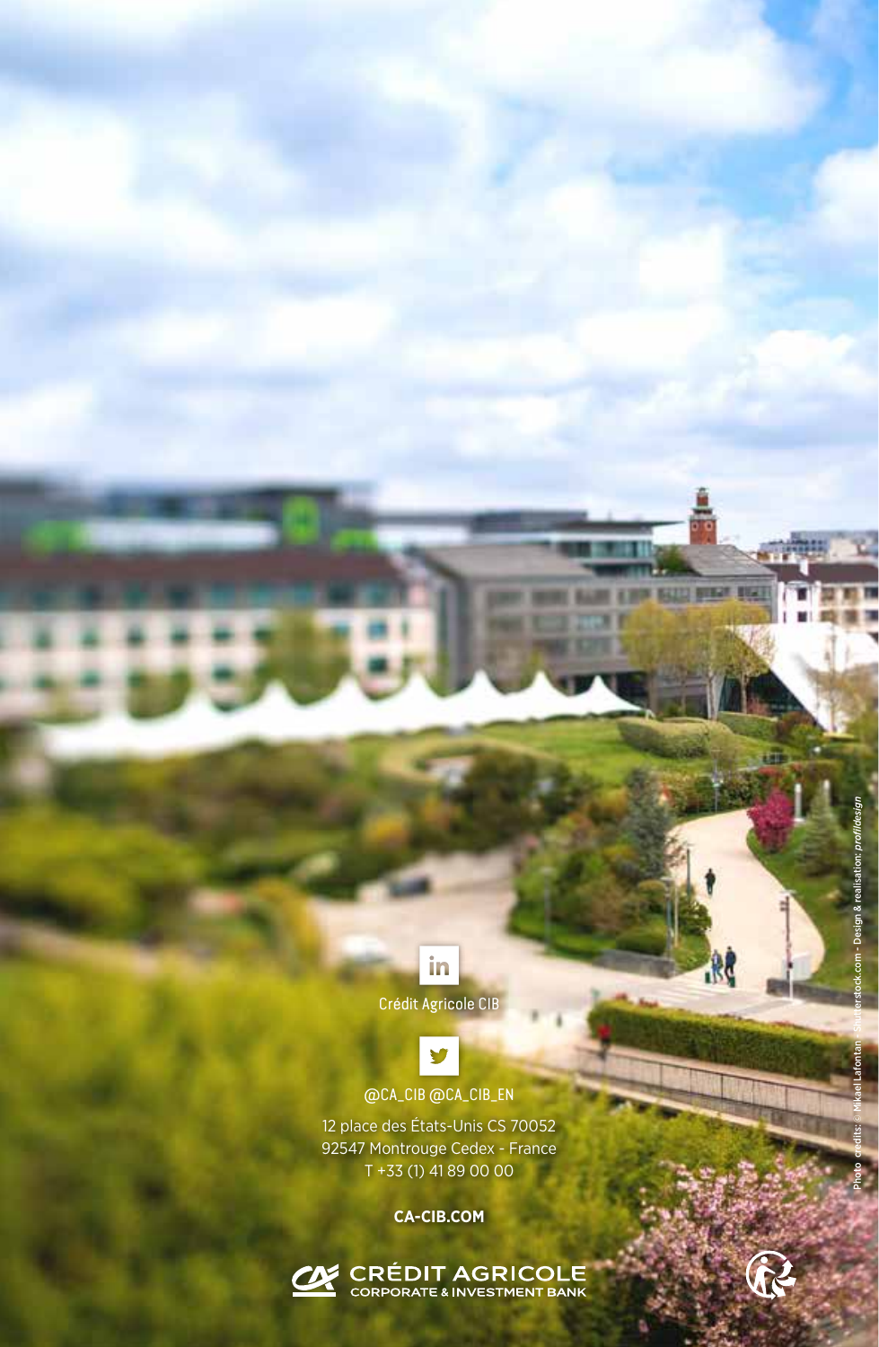Crédit Agricole CIB

@CA_CIB @CA_CIB_EN

12 place des États-Unis CS 70052
92547 Montrouge Cedex - France
T +33 (1) 41 89 00 00

**CA-CIB.COM**

CRÉDIT AGRICOLE
CORPORATE & INVESTMENT BANK

Photo credits: © Mikael Lafontan Shutterstock.com - Design & realisation: *profildesign*